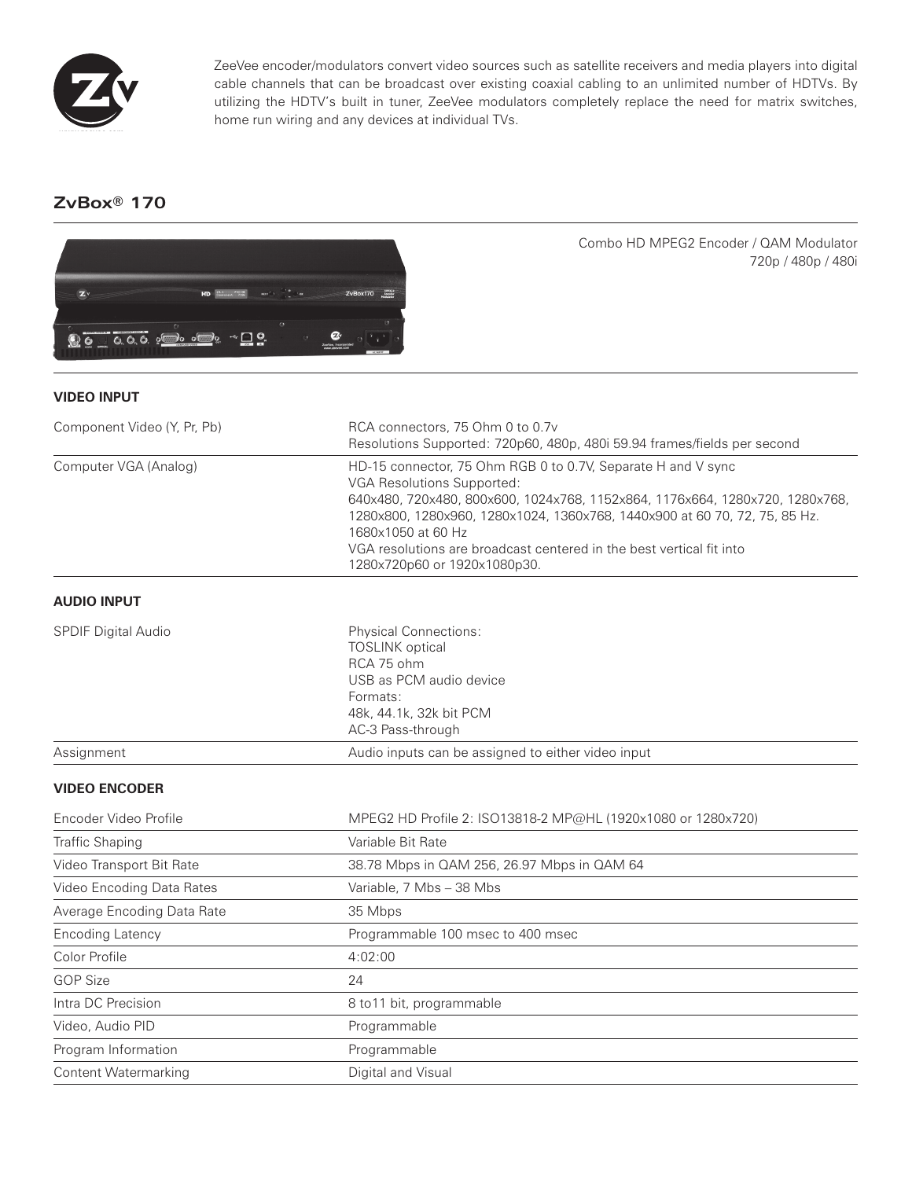ZeeVee encoder/modulators convert video sources such as satellite receivers and media players into digital cable channels that can be broadcast over existing coaxial cabling to an unlimited number of HDTVs. By utilizing the HDTV's built in tuner, ZeeVee modulators completely replace the need for matrix switches, home run wiring and any devices at individual TVs.

## ZvBox® 170

Combo HD MPEG2 Encoder / QAM Modulator
720p / 480p / 480i

### VIDEO INPUT

| | |
|---|---|
| Component Video (Y, Pr, Pb) | RCA connectors, 75 Ohm 0 to 0.7v<br>Resolutions Supported: 720p60, 480p, 480i 59.94 frames/fields per second |
| Computer VGA (Analog) | HD-15 connector, 75 Ohm RGB 0 to 0.7V, Separate H and V sync<br>VGA Resolutions Supported:<br>640x480, 720x480, 800x600, 1024x768, 1152x864, 1176x664, 1280x720, 1280x768, 1280x800, 1280x960, 1280x1024, 1360x768, 1440x900 at 60 70, 72, 75, 85 Hz.<br>1680x1050 at 60 Hz<br>VGA resolutions are broadcast centered in the best vertical fit into 1280x720p60 or 1920x1080p30. |

### AUDIO INPUT

| | |
|---|---|
| SPDIF Digital Audio | Physical Connections:<br>TOSLINK optical<br>RCA 75 ohm<br>USB as PCM audio device<br>Formats:<br>48k, 44.1k, 32k bit PCM<br>AC-3 Pass-through |
| Assignment | Audio inputs can be assigned to either video input |

### VIDEO ENCODER

| | |
|---|---|
| Encoder Video Profile | MPEG2 HD Profile 2: ISO13818-2 MP@HL (1920x1080 or 1280x720) |
| Traffic Shaping | Variable Bit Rate |
| Video Transport Bit Rate | 38.78 Mbps in QAM 256, 26.97 Mbps in QAM 64 |
| Video Encoding Data Rates | Variable, 7 Mbs – 38 Mbs |
| Average Encoding Data Rate | 35 Mbps |
| Encoding Latency | Programmable 100 msec to 400 msec |
| Color Profile | 4:02:00 |
| GOP Size | 24 |
| Intra DC Precision | 8 to11 bit, programmable |
| Video, Audio PID | Programmable |
| Program Information | Programmable |
| Content Watermarking | Digital and Visual |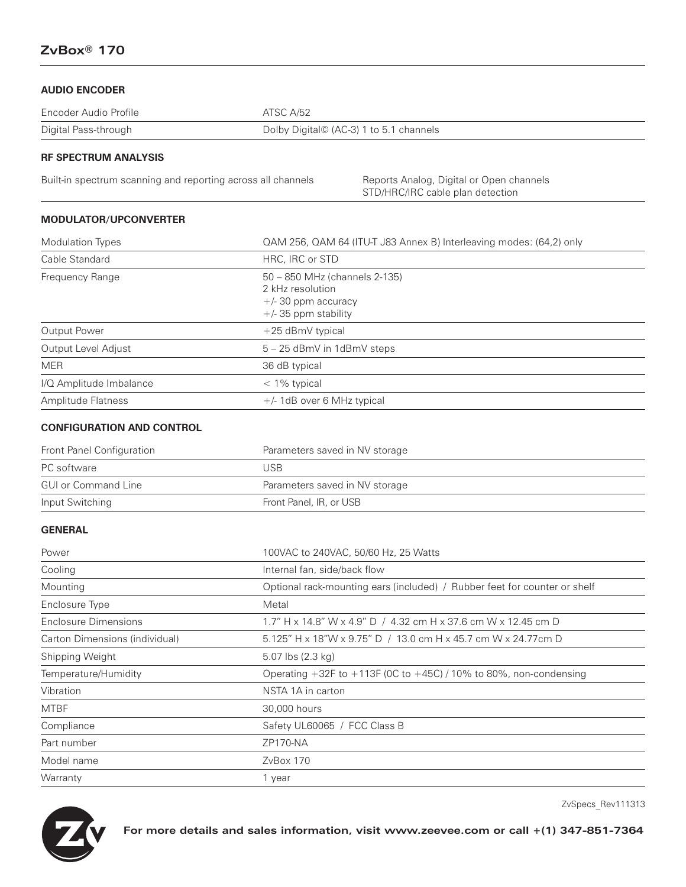## AUDIO ENCODER

| | |
|---|---|
| Encoder Audio Profile | ATSC A/52 |
| Digital Pass-through | Dolby Digital© (AC-3) 1 to 5.1 channels |

## RF SPECTRUM ANALYSIS

| | |
|---|---|
| Built-in spectrum scanning and reporting across all channels | Reports Analog, Digital or Open channels<br>STD/HRC/IRC cable plan detection |

## MODULATOR/UPCONVERTER

| | |
|---|---|
| Modulation Types | QAM 256, QAM 64 (ITU-T J83 Annex B) Interleaving modes: (64,2) only |
| Cable Standard | HRC, IRC or STD |
| Frequency Range | 50 – 850 MHz (channels 2-135)<br>2 kHz resolution<br>+/- 30 ppm accuracy<br>+/- 35 ppm stability |
| Output Power | +25 dBmV typical |
| Output Level Adjust | 5 – 25 dBmV in 1dBmV steps |
| MER | 36 dB typical |
| I/Q Amplitude Imbalance | < 1% typical |
| Amplitude Flatness | +/- 1dB over 6 MHz typical |

## CONFIGURATION AND CONTROL

| | |
|---|---|
| Front Panel Configuration | Parameters saved in NV storage |
| PC software | USB |
| GUI or Command Line | Parameters saved in NV storage |
| Input Switching | Front Panel, IR, or USB |

## GENERAL

| | |
|---|---|
| Power | 100VAC to 240VAC, 50/60 Hz, 25 Watts |
| Cooling | Internal fan, side/back flow |
| Mounting | Optional rack-mounting ears (included) / Rubber feet for counter or shelf |
| Enclosure Type | Metal |
| Enclosure Dimensions | 1.7" H x 14.8" W x 4.9" D / 4.32 cm H x 37.6 cm W x 12.45 cm D |
| Carton Dimensions (individual) | 5.125" H x 18"W x 9.75" D / 13.0 cm H x 45.7 cm W x 24.77cm D |
| Shipping Weight | 5.07 lbs (2.3 kg) |
| Temperature/Humidity | Operating +32F to +113F (0C to +45C) / 10% to 80%, non-condensing |
| Vibration | NSTA 1A in carton |
| MTBF | 30,000 hours |
| Compliance | Safety UL60065 / FCC Class B |
| Part number | ZP170-NA |
| Model name | ZvBox 170 |
| Warranty | 1 year |

ZvSpecs_Rev111313

**For more details and sales information, visit www.zeevee.com or call +(1) 347-851-7364**